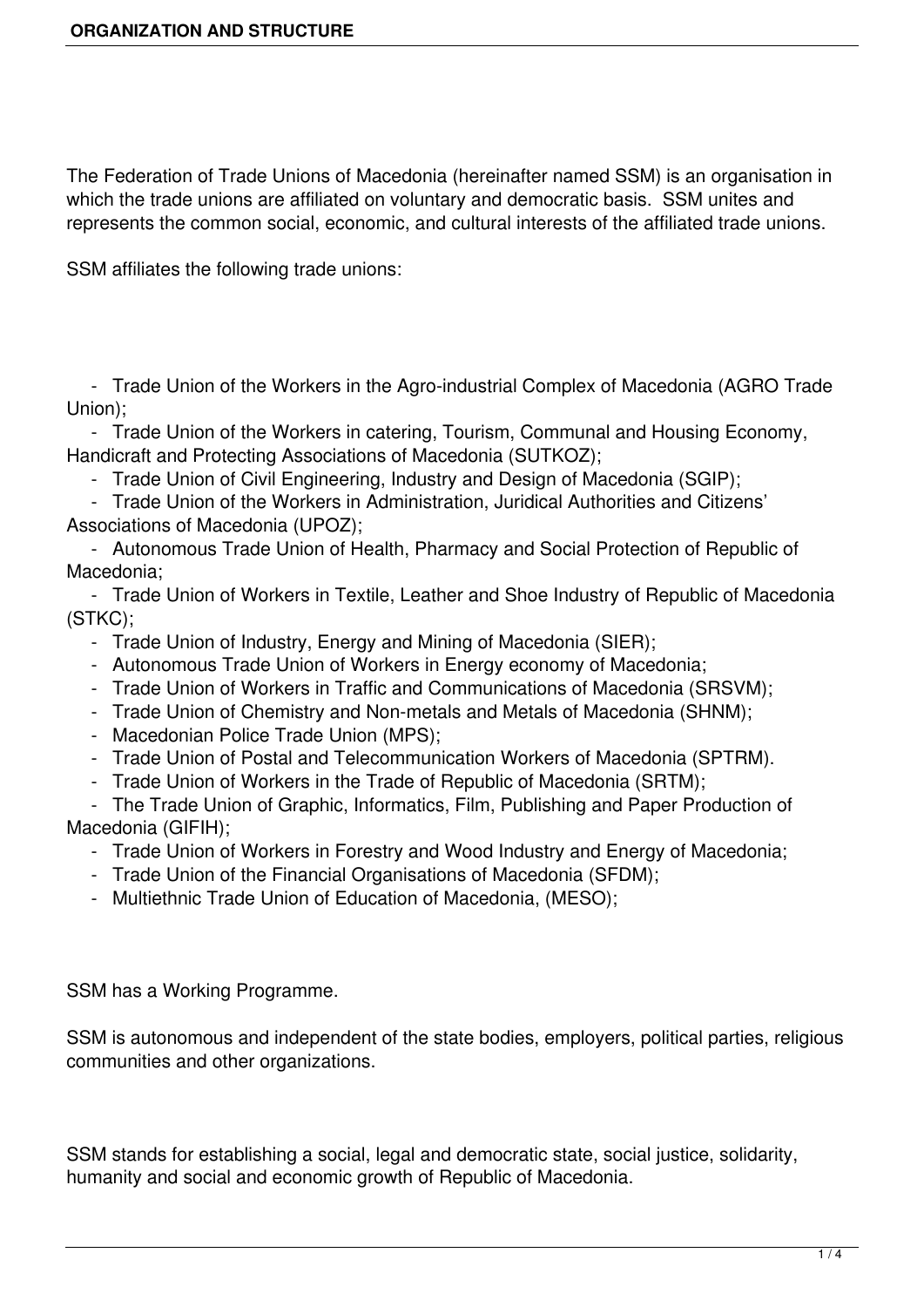# ORGANIZATION AND STRUCTURE

The Federation of Trade Unions of Macedonia (hereinafter named SSM) is an organisation in which the trade unions are affiliated on voluntary and democratic basis. SSM unites and represents the common social, economic, and cultural interests of the affiliated trade unions.

SSM affiliates the following trade unions:

- Trade Union of the Workers in the Agro-industrial Complex of Macedonia (AGRO Trade Union);
- Trade Union of the Workers in catering, Tourism, Communal and Housing Economy, Handicraft and Protecting Associations of Macedonia (SUTKOZ);
- Trade Union of Civil Engineering, Industry and Design of Macedonia (SGIP);
- Trade Union of the Workers in Administration, Juridical Authorities and Citizens' Associations of Macedonia (UPOZ);
- Autonomous Trade Union of Health, Pharmacy and Social Protection of Republic of Macedonia;
- Trade Union of Workers in Textile, Leather and Shoe Industry of Republic of Macedonia (STKC);
- Trade Union of Industry, Energy and Mining of Macedonia (SIER);
- Autonomous Trade Union of Workers in Energy economy of Macedonia;
- Trade Union of Workers in Traffic and Communications of Macedonia (SRSVM);
- Trade Union of Chemistry and Non-metals and Metals of Macedonia (SHNM);
- Macedonian Police Trade Union (MPS);
- Trade Union of Postal and Telecommunication Workers of Macedonia (SPTRM).
- Trade Union of Workers in the Trade of Republic of Macedonia (SRTM);
- The Trade Union of Graphic, Informatics, Film, Publishing and Paper Production of Macedonia (GIFIH);
- Trade Union of Workers in Forestry and Wood Industry and Energy of Macedonia;
- Trade Union of the Financial Organisations of Macedonia (SFDM);
- Multiethnic Trade Union of Education of Macedonia, (MESO);

SSM has a Working Programme.

SSM is autonomous and independent of the state bodies, employers, political parties, religious communities and other organizations.

SSM stands for establishing a social, legal and democratic state, social justice, solidarity, humanity and social and economic growth of Republic of Macedonia.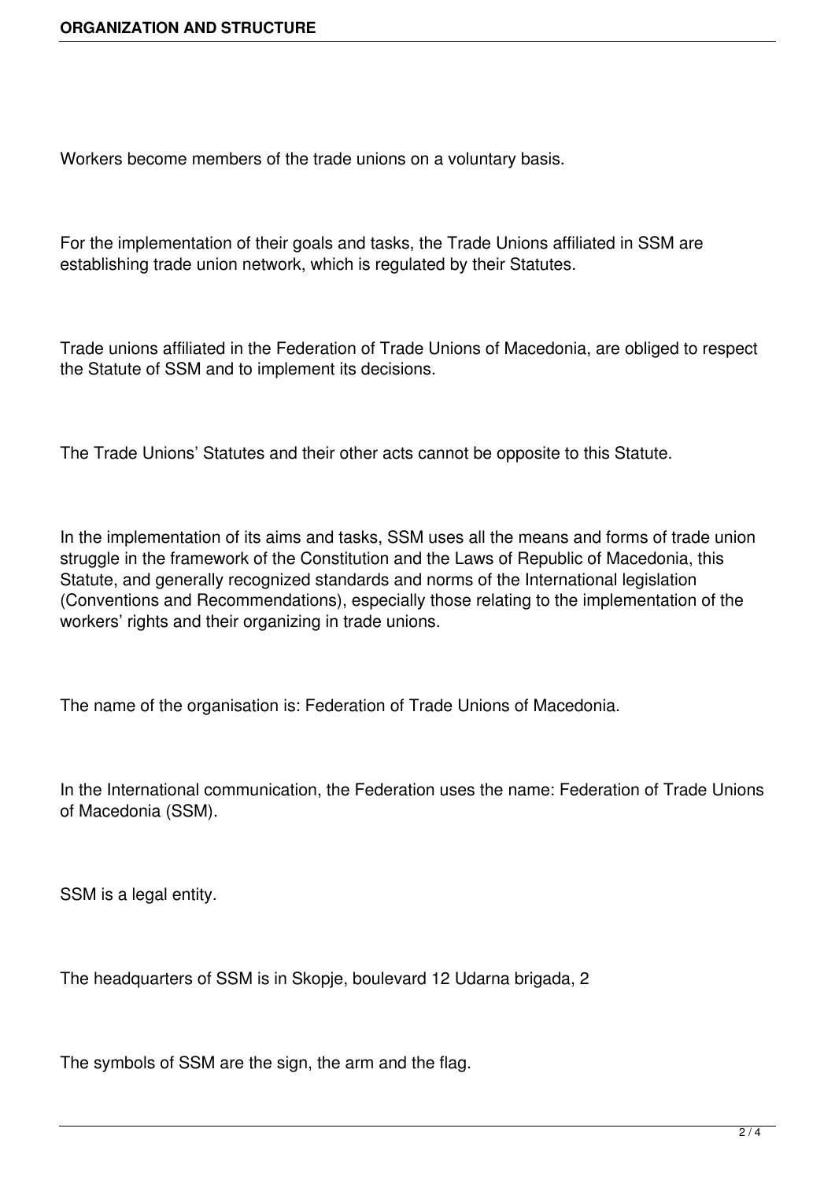Workers become members of the trade unions on a voluntary basis.

For the implementation of their goals and tasks, the Trade Unions affiliated in SSM are establishing trade union network, which is regulated by their Statutes.

Trade unions affiliated in the Federation of Trade Unions of Macedonia, are obliged to respect the Statute of SSM and to implement its decisions.

The Trade Unions' Statutes and their other acts cannot be opposite to this Statute.

In the implementation of its aims and tasks, SSM uses all the means and forms of trade union struggle in the framework of the Constitution and the Laws of Republic of Macedonia, this Statute, and generally recognized standards and norms of the International legislation (Conventions and Recommendations), especially those relating to the implementation of the workers' rights and their organizing in trade unions.

The name of the organisation is: Federation of Trade Unions of Macedonia.

In the International communication, the Federation uses the name: Federation of Trade Unions of Macedonia (SSM).

SSM is a legal entity.

The headquarters of SSM is in Skopje, boulevard 12 Udarna brigada, 2

The symbols of SSM are the sign, the arm and the flag.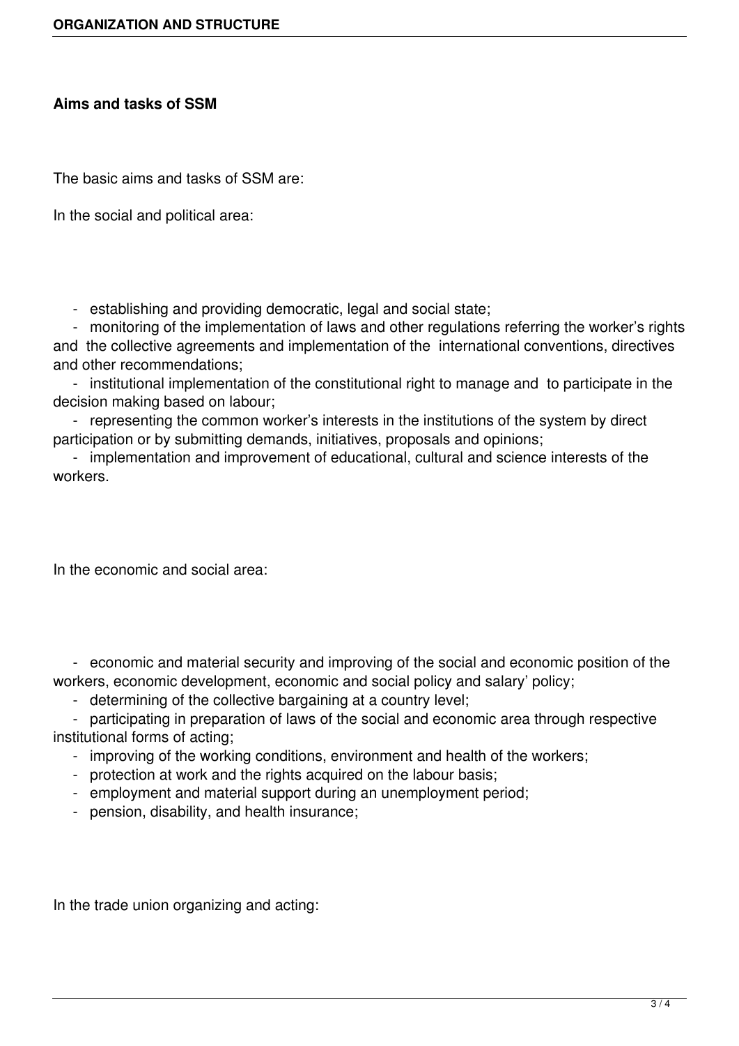**Aims and tasks of SSM**

The basic aims and tasks of SSM are:

In the social and political area:

- establishing and providing democratic, legal and social state;
- monitoring of the implementation of laws and other regulations referring the worker's rights and the collective agreements and implementation of the international conventions, directives and other recommendations;
- institutional implementation of the constitutional right to manage and to participate in the decision making based on labour;
- representing the common worker's interests in the institutions of the system by direct participation or by submitting demands, initiatives, proposals and opinions;
- implementation and improvement of educational, cultural and science interests of the workers.

In the economic and social area:

- economic and material security and improving of the social and economic position of the workers, economic development, economic and social policy and salary' policy;
- determining of the collective bargaining at a country level;
- participating in preparation of laws of the social and economic area through respective institutional forms of acting;
- improving of the working conditions, environment and health of the workers;
- protection at work and the rights acquired on the labour basis;
- employment and material support during an unemployment period;
- pension, disability, and health insurance;

In the trade union organizing and acting: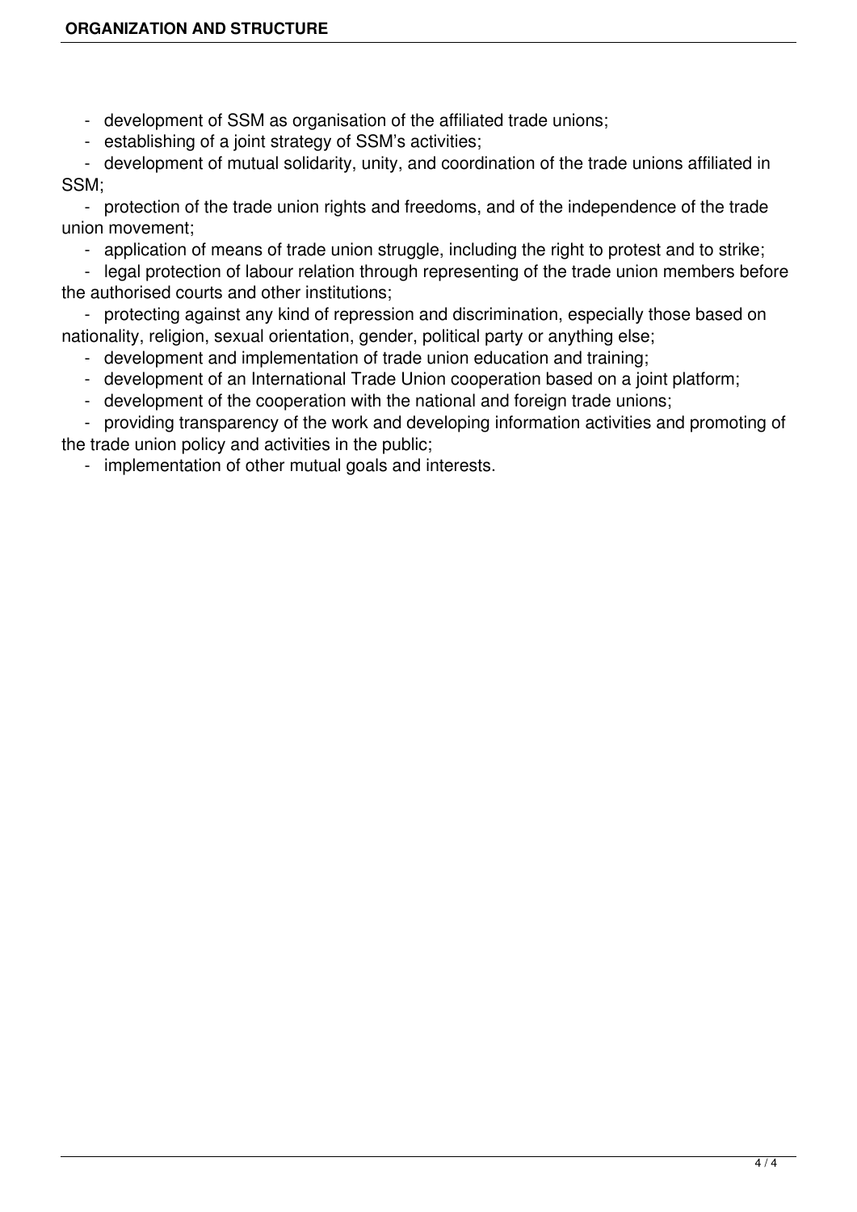- development of SSM as organisation of the affiliated trade unions;
- establishing of a joint strategy of SSM's activities;
- development of mutual solidarity, unity, and coordination of the trade unions affiliated in SSM;
- protection of the trade union rights and freedoms, and of the independence of the trade union movement;
- application of means of trade union struggle, including the right to protest and to strike;
- legal protection of labour relation through representing of the trade union members before the authorised courts and other institutions;
- protecting against any kind of repression and discrimination, especially those based on nationality, religion, sexual orientation, gender, political party or anything else;
- development and implementation of trade union education and training;
- development of an International Trade Union cooperation based on a joint platform;
- development of the cooperation with the national and foreign trade unions;
- providing transparency of the work and developing information activities and promoting of the trade union policy and activities in the public;
- implementation of other mutual goals and interests.